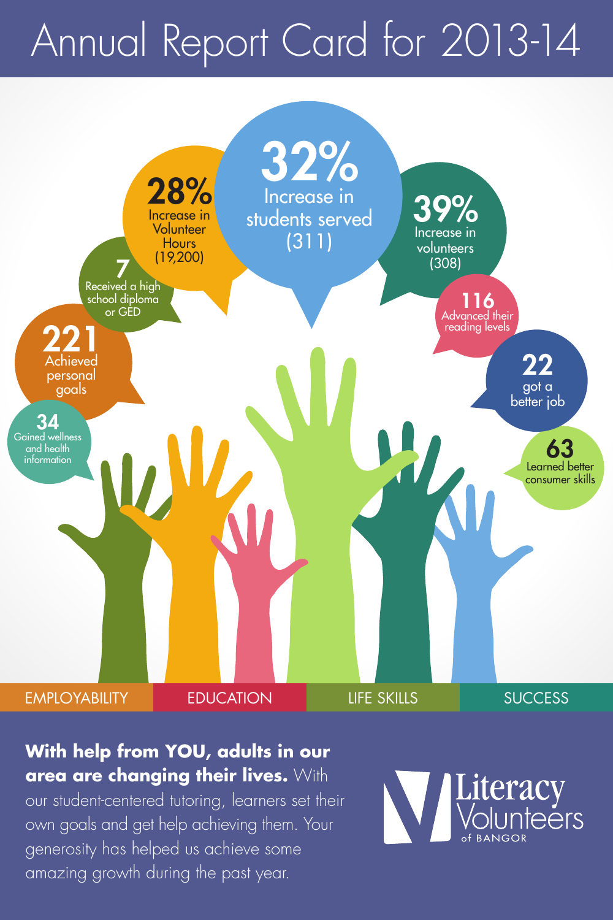# Annual Report Card for 2013-14

**32%** Increase in students served (311)

**28%** Increase in Volunteer Hours (19,200)

**39%** Increase in volunteers (308)

**7** Received a high school diploma or GED

**116** Advanced their reading levels

**221** Achieved personal goals

**22** got a better job

**34** Gained wellness and health information

**63** Learned better consumer skills

EMPLOYABILITY | EDUCATION | LIFE SKILLS | SUCCESS

**With help from YOU, adults in our area are changing their lives.** With our student-centered tutoring, learners set their own goals and get help achieving them. Your generosity has helped us achieve some amazing growth during the past year.

Literacy Volunteers of BANGOR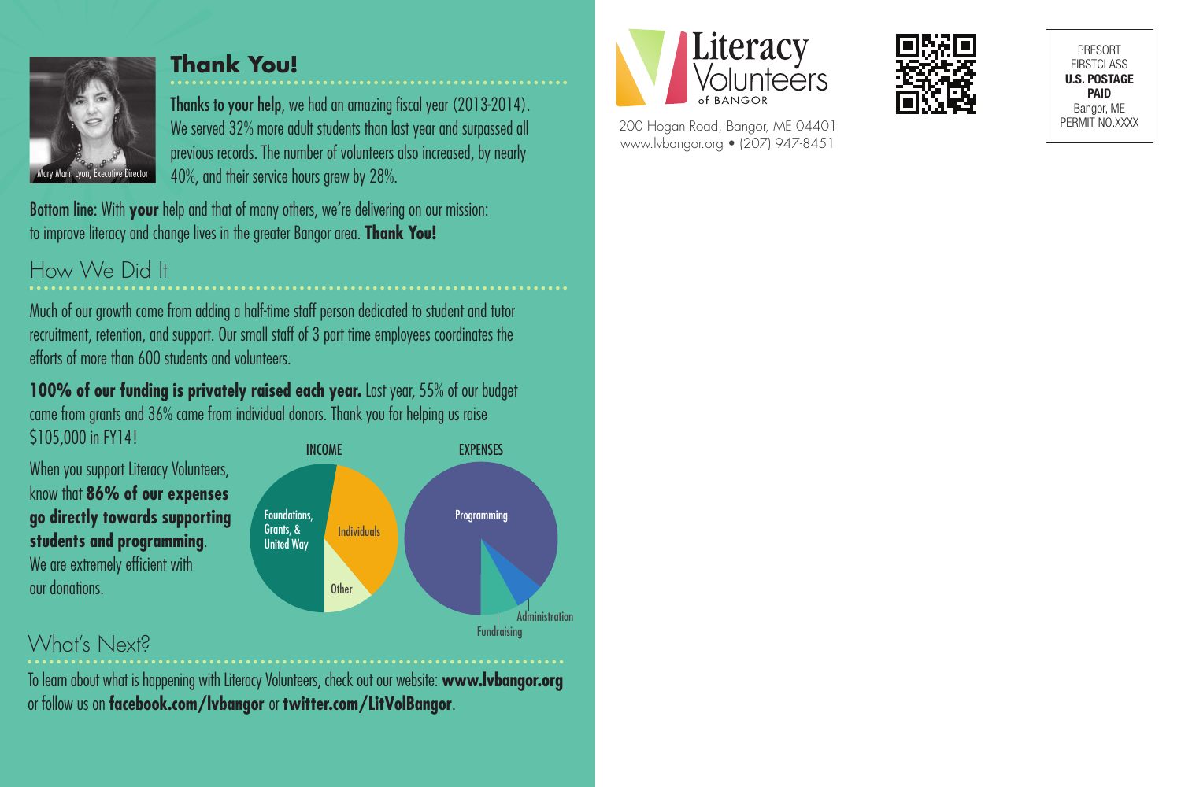Mary Marin Lyon, Executive Director

## Thank You!

**Thanks to your help**, we had an amazing fiscal year (2013-2014). We served 32% more adult students than last year and surpassed all previous records. The number of volunteers also increased, by nearly 40%, and their service hours grew by 28%.

**Bottom line:** With **your** help and that of many others, we're delivering on our mission: to improve literacy and change lives in the greater Bangor area. **Thank You!**

## How We Did It

Much of our growth came from adding a half-time staff person dedicated to student and tutor recruitment, retention, and support. Our small staff of 3 part time employees coordinates the efforts of more than 600 students and volunteers.

**100% of our funding is privately raised each year.** Last year, 55% of our budget came from grants and 36% came from individual donors. Thank you for helping us raise $105,000 in FY14!

When you support Literacy Volunteers, know that **86% of our expenses go directly towards supporting students and programming**. We are extremely efficient with our donations.

INCOME

Foundations, Grants, & United Way

Individuals

Other

EXPENSES

Programming

Administration

Fundraising

## What's Next?

To learn about what is happening with Literacy Volunteers, check out our website: **www.lvbangor.org** or follow us on **facebook.com/lvbangor** or **twitter.com/LitVolBangor**.

Literacy Volunteers of BANGOR

200 Hogan Road, Bangor, ME 04401
www.lvbangor.org • (207) 947-8451

PRESORT
FIRSTCLASS
**U.S. POSTAGE**
**PAID**
Bangor, ME
PERMIT NO.XXXX